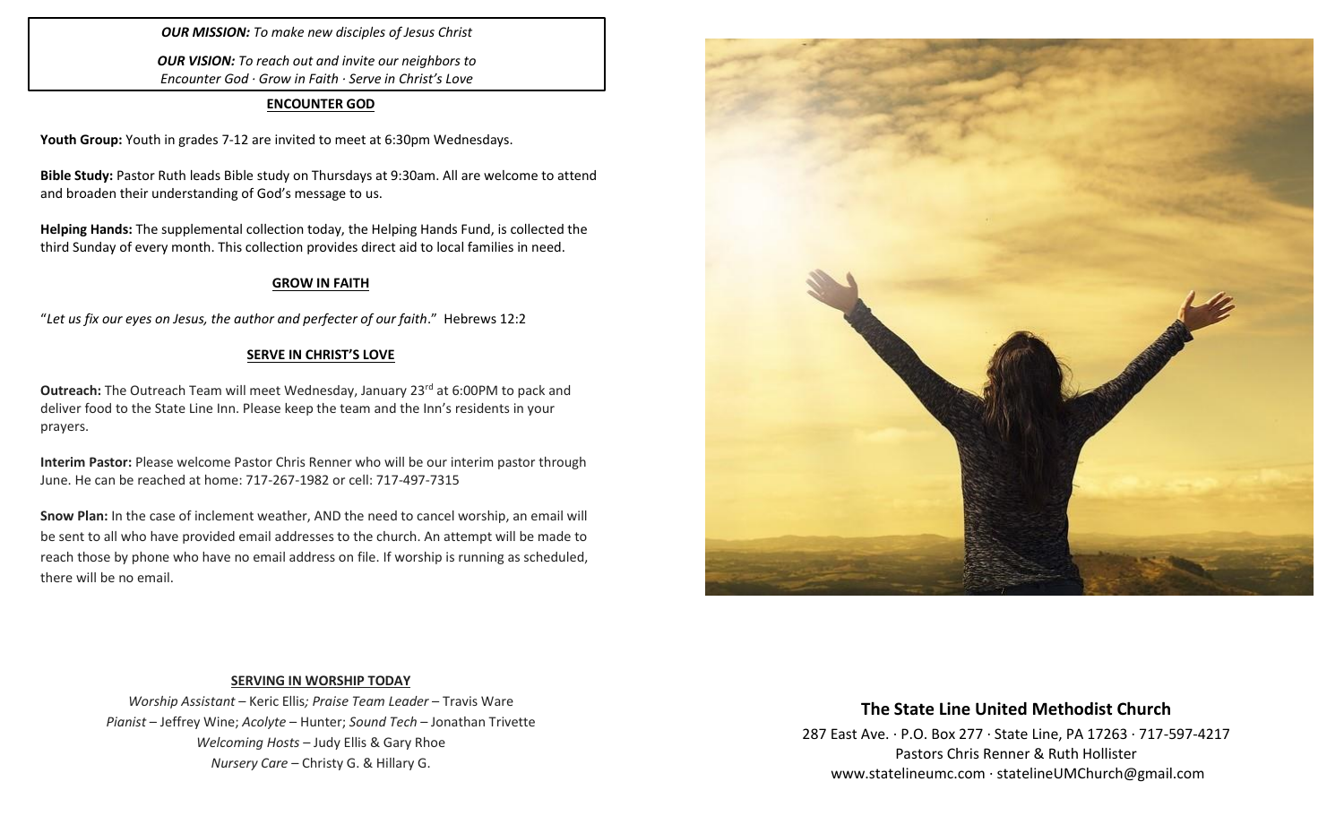***OUR MISSION:*** *To make new disciples of Jesus Christ*

***OUR VISION:*** *To reach out and invite our neighbors to Encounter God · Grow in Faith · Serve in Christ's Love*

## ENCOUNTER GOD

**Youth Group:** Youth in grades 7-12 are invited to meet at 6:30pm Wednesdays.

**Bible Study:** Pastor Ruth leads Bible study on Thursdays at 9:30am. All are welcome to attend and broaden their understanding of God's message to us.

**Helping Hands:** The supplemental collection today, the Helping Hands Fund, is collected the third Sunday of every month. This collection provides direct aid to local families in need.

## GROW IN FAITH

"*Let us fix our eyes on Jesus, the author and perfecter of our faith*." Hebrews 12:2

## SERVE IN CHRIST'S LOVE

**Outreach:** The Outreach Team will meet Wednesday, January 23rd at 6:00PM to pack and deliver food to the State Line Inn. Please keep the team and the Inn's residents in your prayers.

**Interim Pastor:** Please welcome Pastor Chris Renner who will be our interim pastor through June. He can be reached at home: 717-267-1982 or cell: 717-497-7315

**Snow Plan:** In the case of inclement weather, AND the need to cancel worship, an email will be sent to all who have provided email addresses to the church. An attempt will be made to reach those by phone who have no email address on file. If worship is running as scheduled, there will be no email.

## SERVING IN WORSHIP TODAY

*Worship Assistant* – Keric Ellis*; Praise Team Leader* – Travis Ware
*Pianist* – Jeffrey Wine; *Acolyte* – Hunter; *Sound Tech* – Jonathan Trivette
*Welcoming Hosts* – Judy Ellis & Gary Rhoe
*Nursery Care* – Christy G. & Hillary G.

## The State Line United Methodist Church

287 East Ave. · P.O. Box 277 · State Line, PA 17263 · 717-597-4217
Pastors Chris Renner & Ruth Hollister
www.statelineumc.com · statelineUMChurch@gmail.com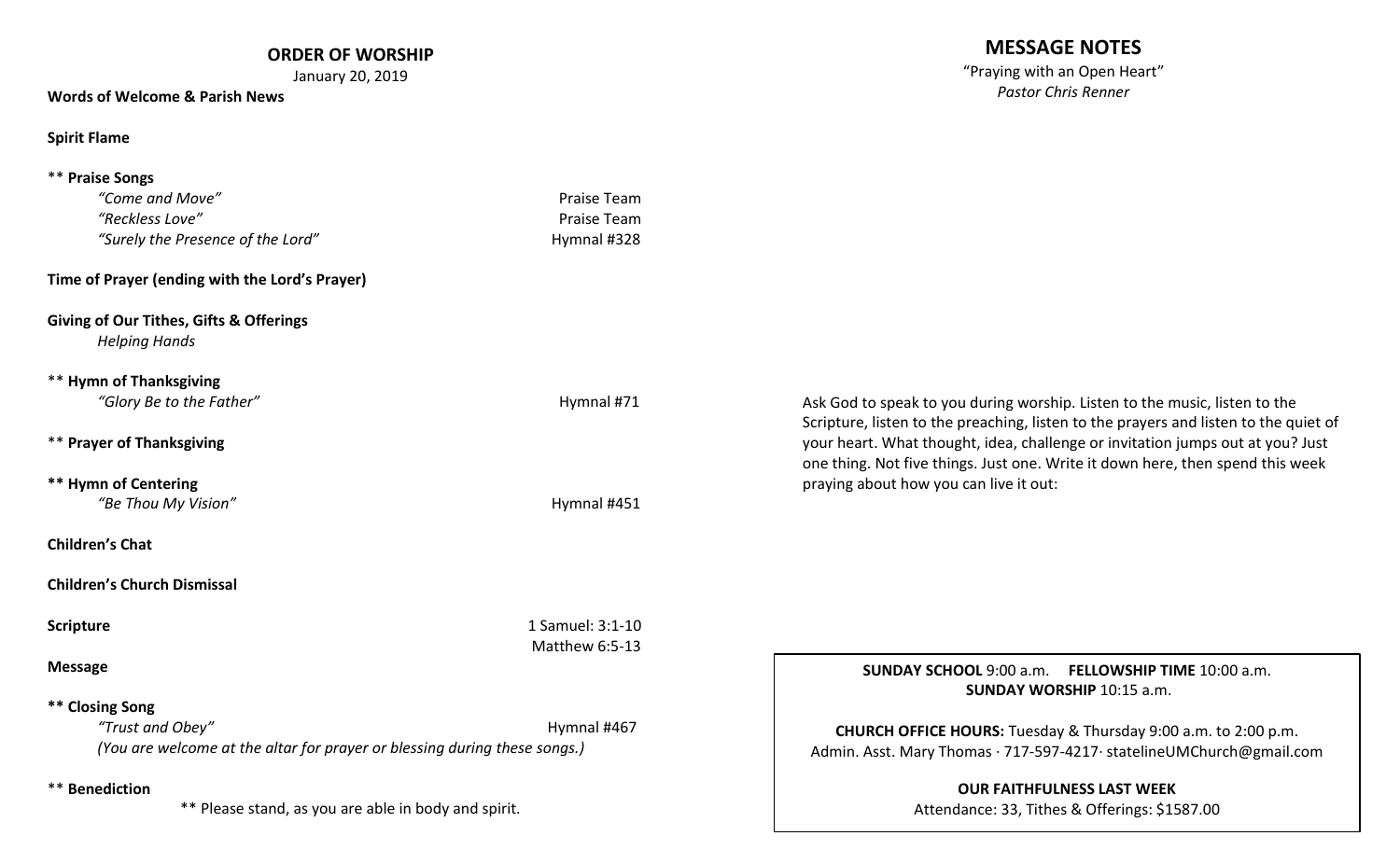## ORDER OF WORSHIP

January 20, 2019

**Words of Welcome & Parish News**

**Spirit Flame**

** **Praise Songs**

*"Come and Move"* — Praise Team

*"Reckless Love"* — Praise Team

*"Surely the Presence of the Lord"* — Hymnal #328

**Time of Prayer (ending with the Lord's Prayer)**

**Giving of Our Tithes, Gifts & Offerings**

*Helping Hands*

** **Hymn of Thanksgiving**

*"Glory Be to the Father"* — Hymnal #71

** **Prayer of Thanksgiving**

**** Hymn of Centering**

*"Be Thou My Vision"* — Hymnal #451

**Children's Chat**

**Children's Church Dismissal**

**Scripture** — 1 Samuel: 3:1-10, Matthew 6:5-13

**Message**

**** Closing Song**

*"Trust and Obey"* — Hymnal #467

*(You are welcome at the altar for prayer or blessing during these songs.)*

** **Benediction**

** Please stand, as you are able in body and spirit.

## MESSAGE NOTES

"Praying with an Open Heart"

*Pastor Chris Renner*

Ask God to speak to you during worship. Listen to the music, listen to the Scripture, listen to the preaching, listen to the prayers and listen to the quiet of your heart. What thought, idea, challenge or invitation jumps out at you? Just one thing. Not five things. Just one. Write it down here, then spend this week praying about how you can live it out:

**SUNDAY SCHOOL** 9:00 a.m. **FELLOWSHIP TIME** 10:00 a.m.
**SUNDAY WORSHIP** 10:15 a.m.

**CHURCH OFFICE HOURS:** Tuesday & Thursday 9:00 a.m. to 2:00 p.m.
Admin. Asst. Mary Thomas · 717-597-4217· statelineUMChurch@gmail.com

**OUR FAITHFULNESS LAST WEEK**
Attendance: 33, Tithes & Offerings: $1587.00